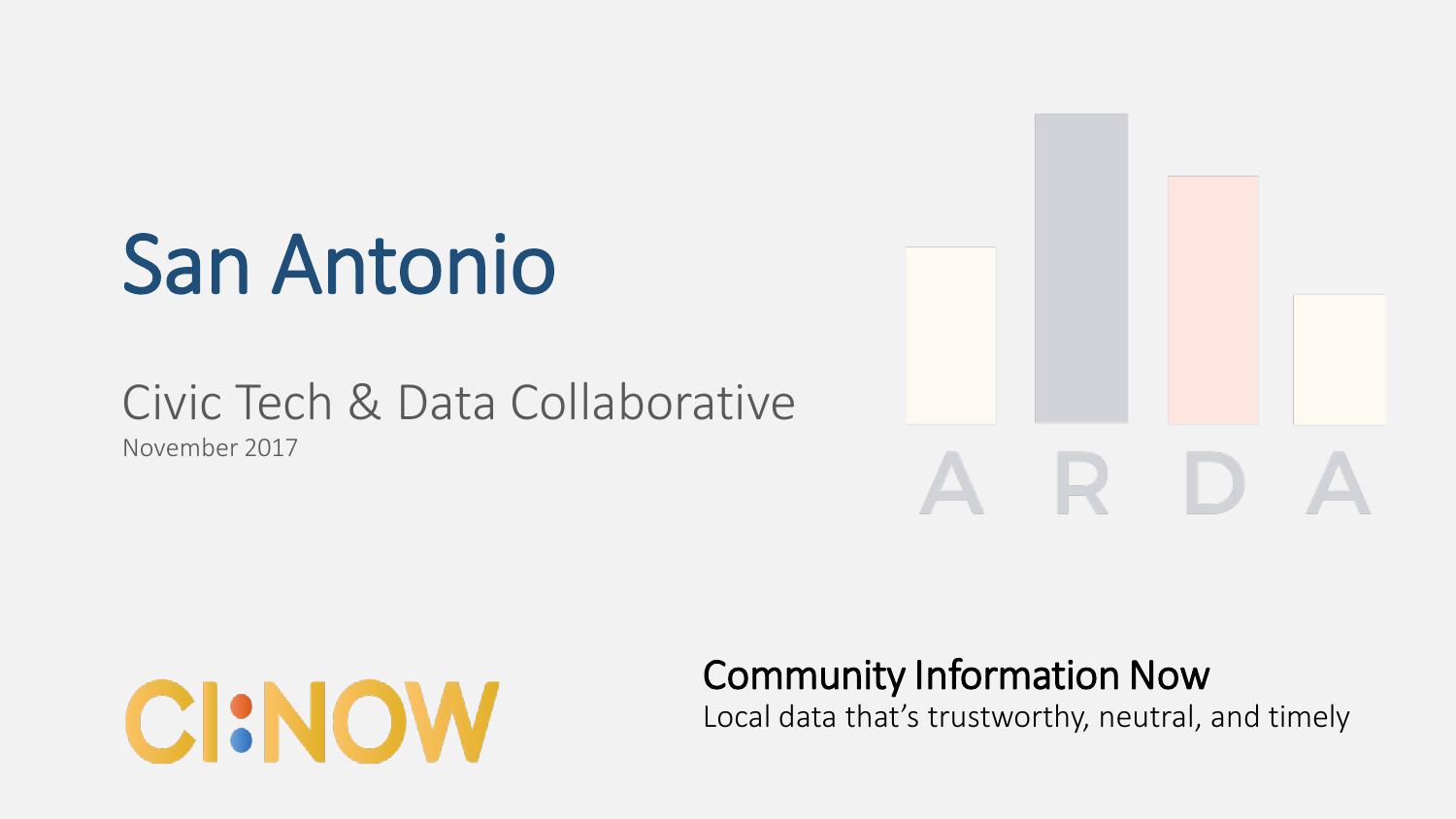# San Antonio

## Civic Tech & Data Collaborative

November 2017

A R D A

CI:NOW

**Community Information Now**

Local data that's trustworthy, neutral, and timely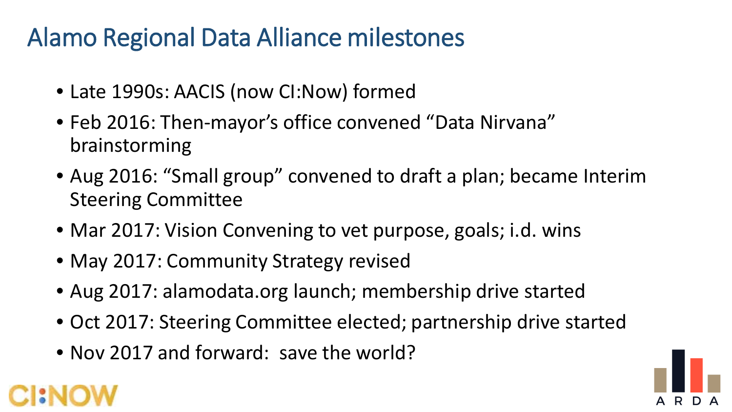# Alamo Regional Data Alliance milestones

- Late 1990s: AACIS (now CI:Now) formed
- Feb 2016: Then-mayor's office convened "Data Nirvana" brainstorming
- Aug 2016: "Small group" convened to draft a plan; became Interim Steering Committee
- Mar 2017: Vision Convening to vet purpose, goals; i.d. wins
- May 2017: Community Strategy revised
- Aug 2017: alamodata.org launch; membership drive started
- Oct 2017: Steering Committee elected; partnership drive started
- Nov 2017 and forward: save the world?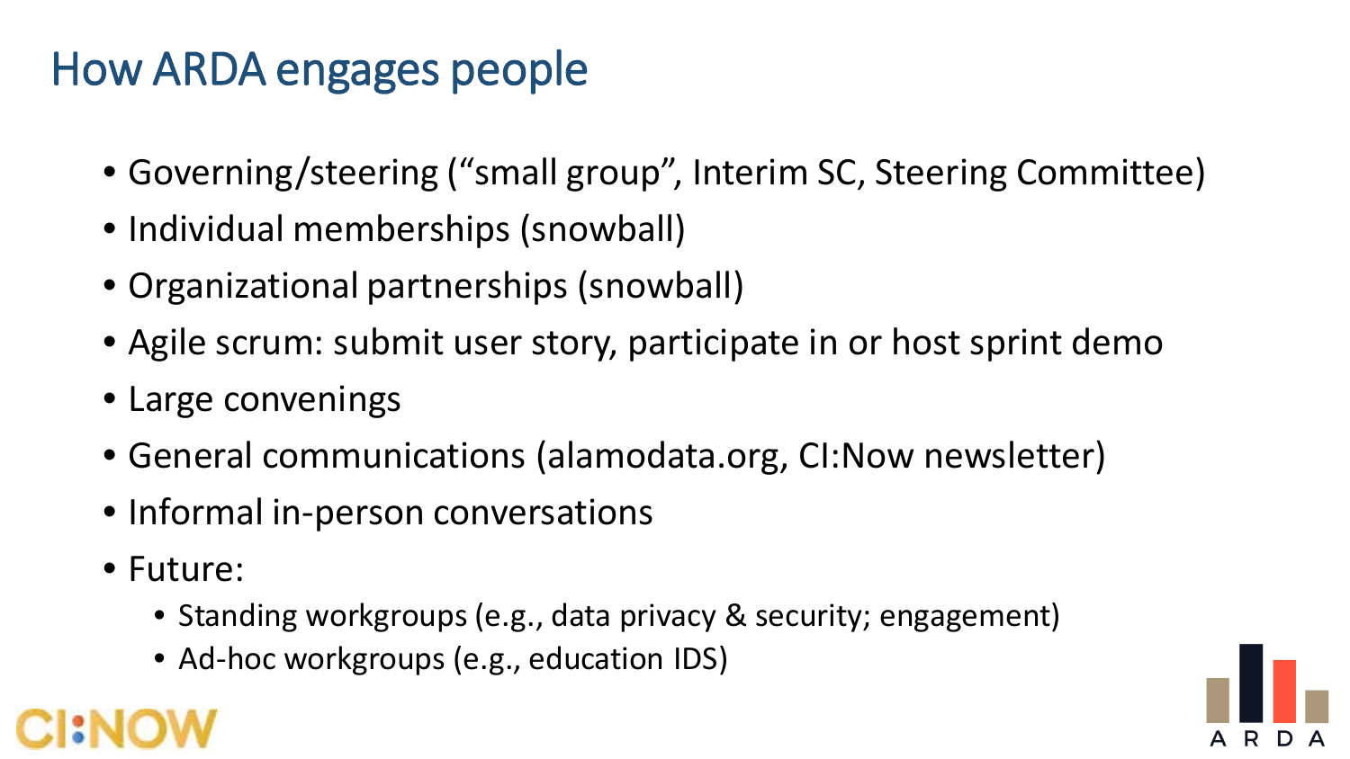# How ARDA engages people

- Governing/steering (“small group”, Interim SC, Steering Committee)
- Individual memberships (snowball)
- Organizational partnerships (snowball)
- Agile scrum: submit user story, participate in or host sprint demo
- Large convenings
- General communications (alamodata.org, CI:Now newsletter)
- Informal in-person conversations
- Future:
  - Standing workgroups (e.g., data privacy & security; engagement)
  - Ad-hoc workgroups (e.g., education IDS)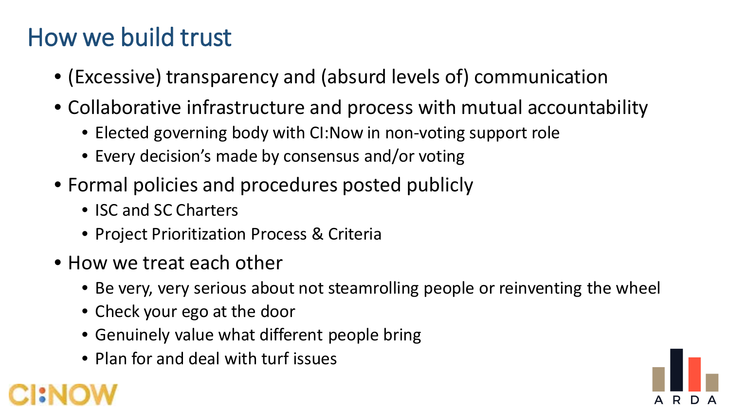# How we build trust

- (Excessive) transparency and (absurd levels of) communication
- Collaborative infrastructure and process with mutual accountability
  - Elected governing body with CI:Now in non-voting support role
  - Every decision's made by consensus and/or voting
- Formal policies and procedures posted publicly
  - ISC and SC Charters
  - Project Prioritization Process & Criteria
- How we treat each other
  - Be very, very serious about not steamrolling people or reinventing the wheel
  - Check your ego at the door
  - Genuinely value what different people bring
  - Plan for and deal with turf issues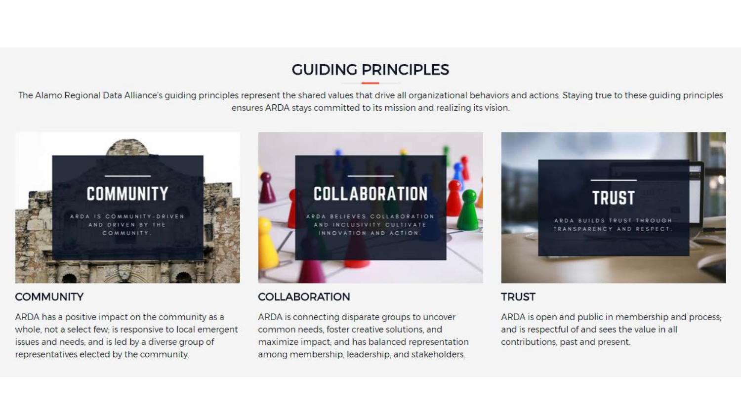# GUIDING PRINCIPLES

The Alamo Regional Data Alliance's guiding principles represent the shared values that drive all organizational behaviors and actions. Staying true to these guiding principles ensures ARDA stays committed to its mission and realizing its vision.

**COMMUNITY**

ARDA IS COMMUNITY-DRIVEN AND DRIVEN BY THE COMMUNITY.

**COLLABORATION**

ARDA BELIEVES COLLABORATION AND INCLUSIVITY CULTIVATE INNOVATION AND ACTION.

**TRUST**

ARDA BUILDS TRUST THROUGH TRANSPARENCY AND RESPECT.

## COMMUNITY

ARDA has a positive impact on the community as a whole, not a select few; is responsive to local emergent issues and needs; and is led by a diverse group of representatives elected by the community.

## COLLABORATION

ARDA is connecting disparate groups to uncover common needs, foster creative solutions, and maximize impact; and has balanced representation among membership, leadership, and stakeholders.

## TRUST

ARDA is open and public in membership and process; and is respectful of and sees the value in all contributions, past and present.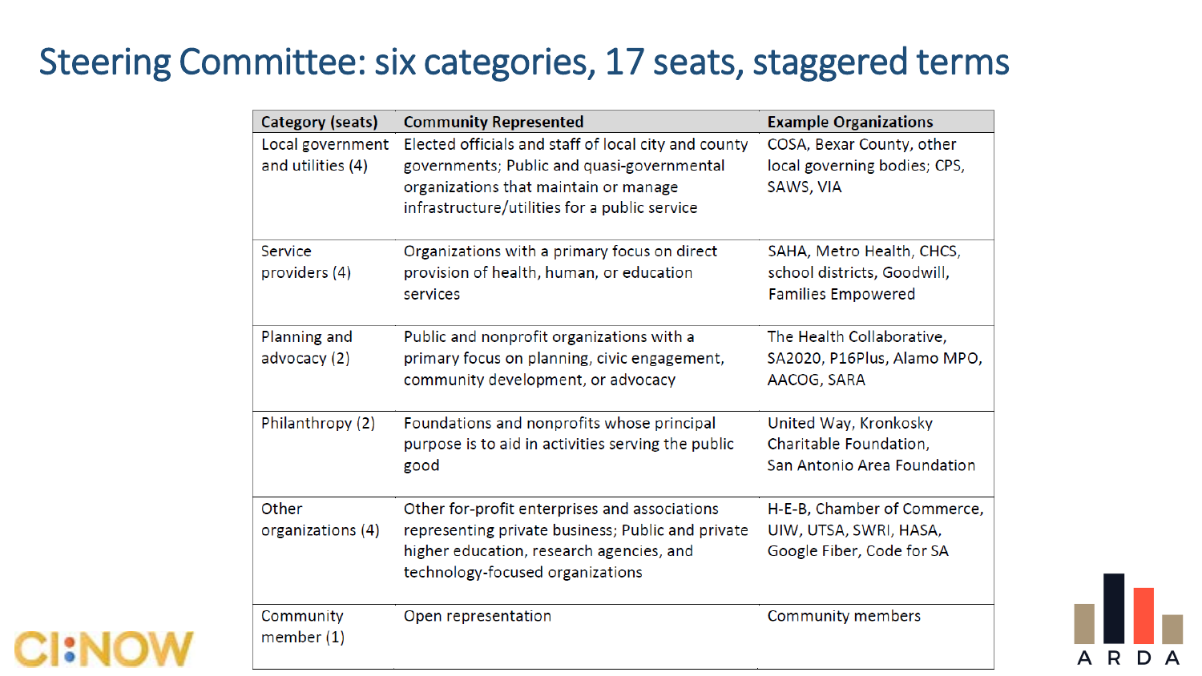# Steering Committee: six categories, 17 seats, staggered terms

| Category (seats) | Community Represented | Example Organizations |
|---|---|---|
| Local government and utilities (4) | Elected officials and staff of local city and county governments; Public and quasi-governmental organizations that maintain or manage infrastructure/utilities for a public service | COSA, Bexar County, other local governing bodies; CPS, SAWS, VIA |
| Service providers (4) | Organizations with a primary focus on direct provision of health, human, or education services | SAHA, Metro Health, CHCS, school districts, Goodwill, Families Empowered |
| Planning and advocacy (2) | Public and nonprofit organizations with a primary focus on planning, civic engagement, community development, or advocacy | The Health Collaborative, SA2020, P16Plus, Alamo MPO, AACOG, SARA |
| Philanthropy (2) | Foundations and nonprofits whose principal purpose is to aid in activities serving the public good | United Way, Kronkosky Charitable Foundation, San Antonio Area Foundation |
| Other organizations (4) | Other for-profit enterprises and associations representing private business; Public and private higher education, research agencies, and technology-focused organizations | H-E-B, Chamber of Commerce, UIW, UTSA, SWRI, HASA, Google Fiber, Code for SA |
| Community member (1) | Open representation | Community members |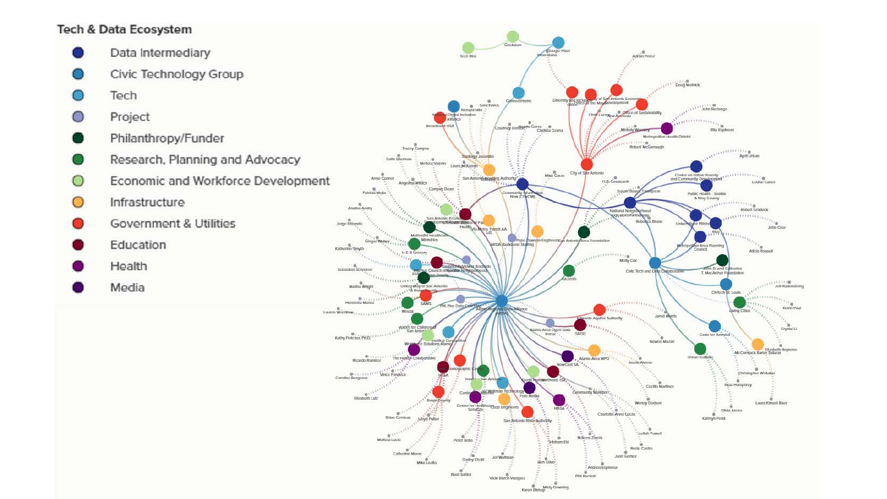## Tech & Data Ecosystem

- Data Intermediary
- Civic Technology Group
- Tech
- Project
- Philanthropy/Funder
- Research, Planning and Advocacy
- Economic and Workforce Development
- Infrastructure
- Government & Utilities
- Education
- Health
- Media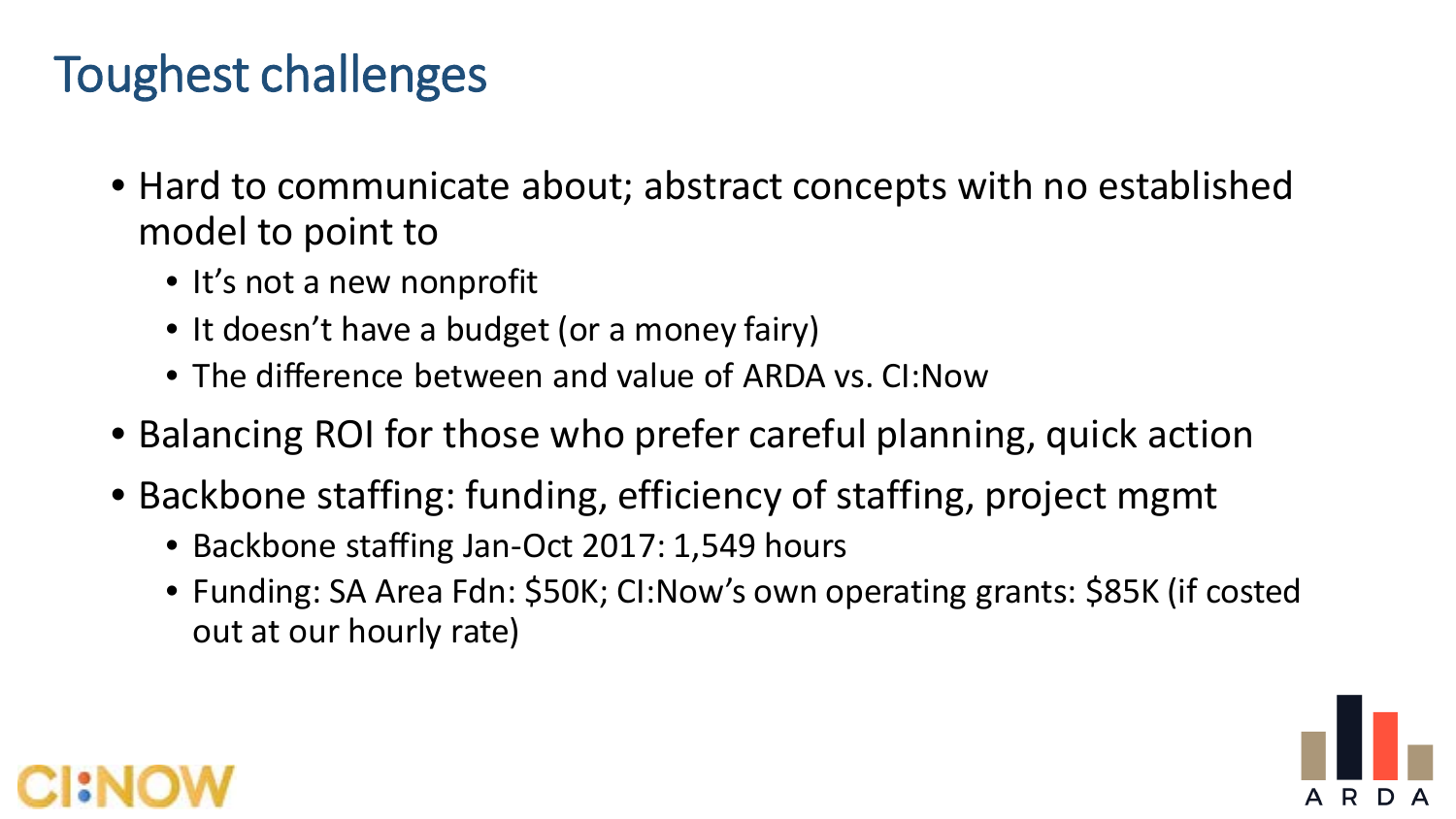# Toughest challenges

- Hard to communicate about; abstract concepts with no established model to point to
  - It's not a new nonprofit
  - It doesn't have a budget (or a money fairy)
  - The difference between and value of ARDA vs. CI:Now
- Balancing ROI for those who prefer careful planning, quick action
- Backbone staffing: funding, efficiency of staffing, project mgmt
  - Backbone staffing Jan-Oct 2017: 1,549 hours
  - Funding: SA Area Fdn: $50K; CI:Now's own operating grants: $85K (if costed out at our hourly rate)